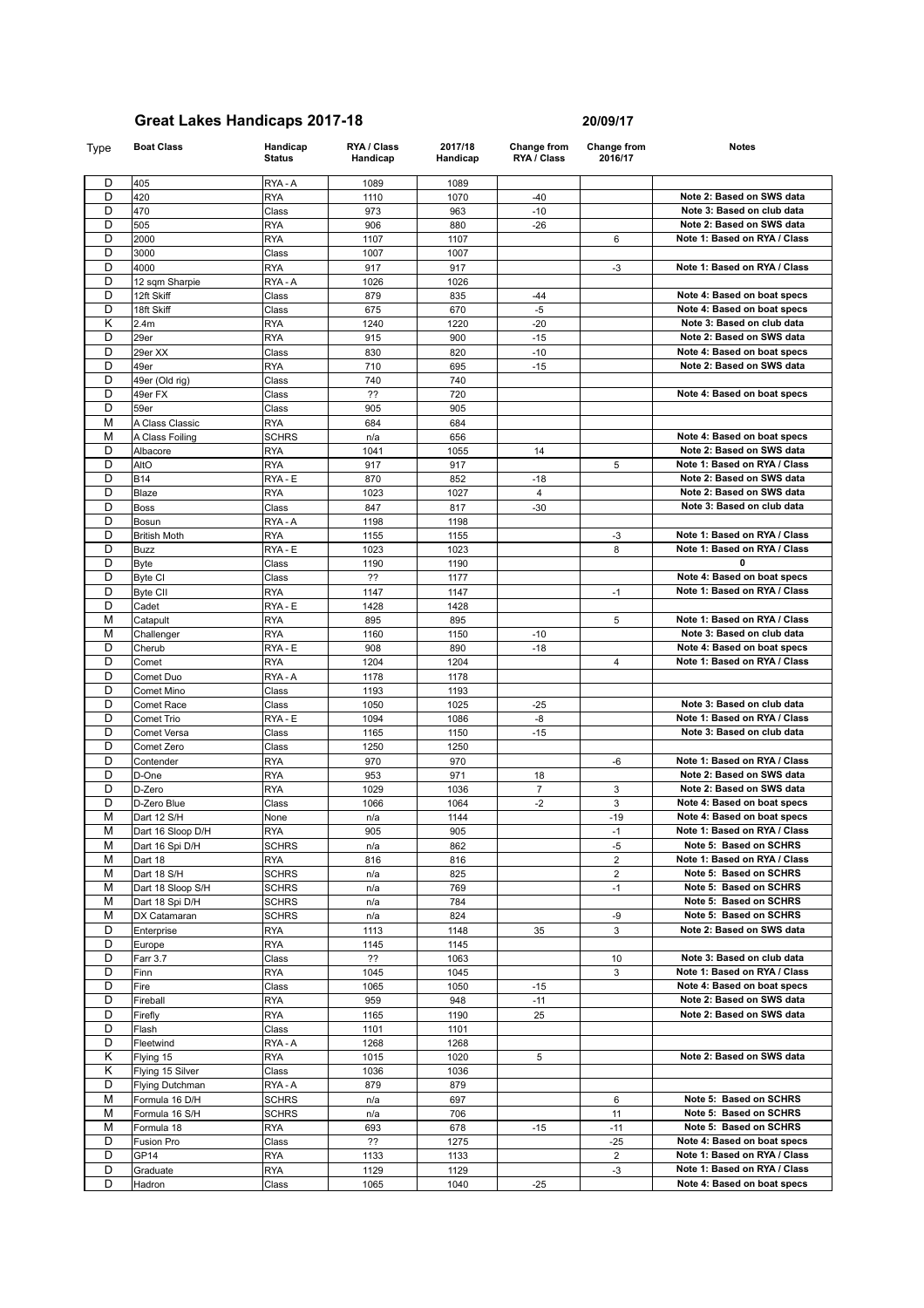# Great Lakes Handicaps 2017-18

**20/09/17**

| Type | Boat Class | Handicap Status | RYA / Class Handicap | 2017/18 Handicap | Change from RYA / Class | Change from 2016/17 | Notes |
|---|---|---|---|---|---|---|---|
| D | 405 | RYA - A | 1089 | 1089 | | | |
| D | 420 | RYA | 1110 | 1070 | -40 | | Note 2: Based on SWS data |
| D | 470 | Class | 973 | 963 | -10 | | Note 3: Based on club data |
| D | 505 | RYA | 906 | 880 | -26 | | Note 2: Based on SWS data |
| D | 2000 | RYA | 1107 | 1107 | | 6 | Note 1: Based on RYA / Class |
| D | 3000 | Class | 1007 | 1007 | | | |
| D | 4000 | RYA | 917 | 917 | | -3 | Note 1: Based on RYA / Class |
| D | 12 sqm Sharpie | RYA - A | 1026 | 1026 | | | |
| D | 12ft Skiff | Class | 879 | 835 | -44 | | Note 4: Based on boat specs |
| D | 18ft Skiff | Class | 675 | 670 | -5 | | Note 4: Based on boat specs |
| K | 2.4m | RYA | 1240 | 1220 | -20 | | Note 3: Based on club data |
| D | 29er | RYA | 915 | 900 | -15 | | Note 2: Based on SWS data |
| D | 29er XX | Class | 830 | 820 | -10 | | Note 4: Based on boat specs |
| D | 49er | RYA | 710 | 695 | -15 | | Note 2: Based on SWS data |
| D | 49er (Old rig) | Class | 740 | 740 | | | |
| D | 49er FX | Class | ?? | 720 | | | Note 4: Based on boat specs |
| D | 59er | Class | 905 | 905 | | | |
| M | A Class Classic | RYA | 684 | 684 | | | |
| M | A Class Foiling | SCHRS | n/a | 656 | | | Note 4: Based on boat specs |
| D | Albacore | RYA | 1041 | 1055 | 14 | | Note 2: Based on SWS data |
| D | AltO | RYA | 917 | 917 | | 5 | Note 1: Based on RYA / Class |
| D | B14 | RYA - E | 870 | 852 | -18 | | Note 2: Based on SWS data |
| D | Blaze | RYA | 1023 | 1027 | 4 | | Note 2: Based on SWS data |
| D | Boss | Class | 847 | 817 | -30 | | Note 3: Based on club data |
| D | Bosun | RYA - A | 1198 | 1198 | | | |
| D | British Moth | RYA | 1155 | 1155 | | -3 | Note 1: Based on RYA / Class |
| D | Buzz | RYA - E | 1023 | 1023 | | 8 | Note 1: Based on RYA / Class |
| D | Byte | Class | 1190 | 1190 | | | 0 |
| D | Byte CI | Class | ?? | 1177 | | | Note 4: Based on boat specs |
| D | Byte CII | RYA | 1147 | 1147 | | -1 | Note 1: Based on RYA / Class |
| D | Cadet | RYA - E | 1428 | 1428 | | | |
| M | Catapult | RYA | 895 | 895 | | 5 | Note 1: Based on RYA / Class |
| M | Challenger | RYA | 1160 | 1150 | -10 | | Note 3: Based on club data |
| D | Cherub | RYA - E | 908 | 890 | -18 | | Note 4: Based on boat specs |
| D | Comet | RYA | 1204 | 1204 | | 4 | Note 1: Based on RYA / Class |
| D | Comet Duo | RYA - A | 1178 | 1178 | | | |
| D | Comet Mino | Class | 1193 | 1193 | | | |
| D | Comet Race | Class | 1050 | 1025 | -25 | | Note 3: Based on club data |
| D | Comet Trio | RYA - E | 1094 | 1086 | -8 | | Note 1: Based on RYA / Class |
| D | Comet Versa | Class | 1165 | 1150 | -15 | | Note 3: Based on club data |
| D | Comet Zero | Class | 1250 | 1250 | | | |
| D | Contender | RYA | 970 | 970 | | -6 | Note 1: Based on RYA / Class |
| D | D-One | RYA | 953 | 971 | 18 | | Note 2: Based on SWS data |
| D | D-Zero | RYA | 1029 | 1036 | 7 | 3 | Note 2: Based on SWS data |
| D | D-Zero Blue | Class | 1066 | 1064 | -2 | 3 | Note 4: Based on boat specs |
| M | Dart 12 S/H | None | n/a | 1144 | | -19 | Note 4: Based on boat specs |
| M | Dart 16 Sloop D/H | RYA | 905 | 905 | | -1 | Note 1: Based on RYA / Class |
| M | Dart 16 Spi D/H | SCHRS | n/a | 862 | | -5 | Note 5: Based on SCHRS |
| M | Dart 18 | RYA | 816 | 816 | | 2 | Note 1: Based on RYA / Class |
| M | Dart 18 S/H | SCHRS | n/a | 825 | | 2 | Note 5: Based on SCHRS |
| M | Dart 18 Sloop S/H | SCHRS | n/a | 769 | | -1 | Note 5: Based on SCHRS |
| M | Dart 18 Spi D/H | SCHRS | n/a | 784 | | | Note 5: Based on SCHRS |
| M | DX Catamaran | SCHRS | n/a | 824 | | -9 | Note 5: Based on SCHRS |
| D | Enterprise | RYA | 1113 | 1148 | 35 | 3 | Note 2: Based on SWS data |
| D | Europe | RYA | 1145 | 1145 | | | |
| D | Farr 3.7 | Class | ?? | 1063 | | 10 | Note 3: Based on club data |
| D | Finn | RYA | 1045 | 1045 | | 3 | Note 1: Based on RYA / Class |
| D | Fire | Class | 1065 | 1050 | -15 | | Note 4: Based on boat specs |
| D | Fireball | RYA | 959 | 948 | -11 | | Note 2: Based on SWS data |
| D | Firefly | RYA | 1165 | 1190 | 25 | | Note 2: Based on SWS data |
| D | Flash | Class | 1101 | 1101 | | | |
| D | Fleetwind | RYA - A | 1268 | 1268 | | | |
| K | Flying 15 | RYA | 1015 | 1020 | 5 | | Note 2: Based on SWS data |
| K | Flying 15 Silver | Class | 1036 | 1036 | | | |
| D | Flying Dutchman | RYA - A | 879 | 879 | | | |
| M | Formula 16 D/H | SCHRS | n/a | 697 | | 6 | Note 5: Based on SCHRS |
| M | Formula 16 S/H | SCHRS | n/a | 706 | | 11 | Note 5: Based on SCHRS |
| M | Formula 18 | RYA | 693 | 678 | -15 | -11 | Note 5: Based on SCHRS |
| D | Fusion Pro | Class | ?? | 1275 | | -25 | Note 4: Based on boat specs |
| D | GP14 | RYA | 1133 | 1133 | | 2 | Note 1: Based on RYA / Class |
| D | Graduate | RYA | 1129 | 1129 | | -3 | Note 1: Based on RYA / Class |
| D | Hadron | Class | 1065 | 1040 | -25 | | Note 4: Based on boat specs |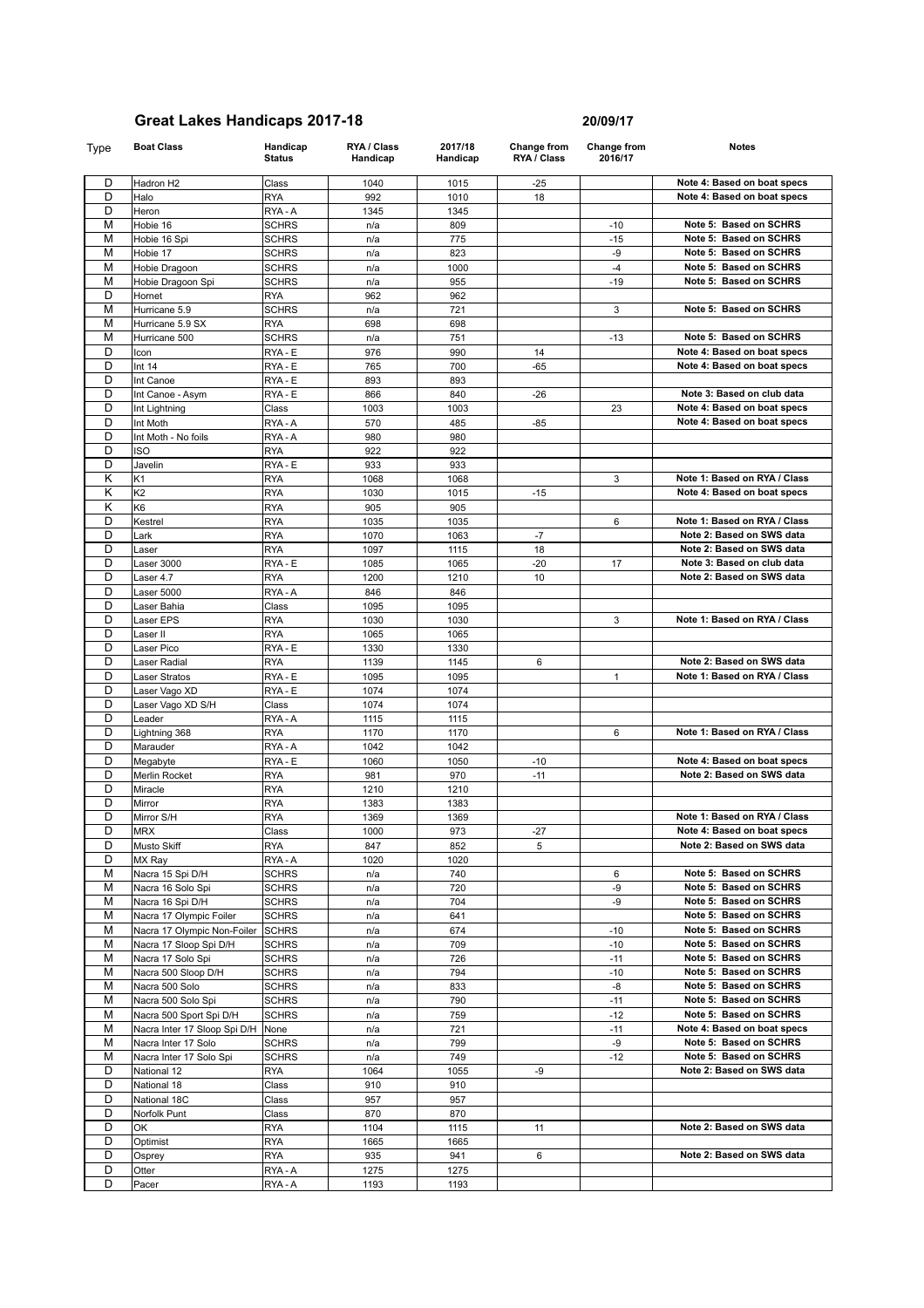# Great Lakes Handicaps 2017-18

20/09/17

| Type | Boat Class | Handicap Status | RYA / Class Handicap | 2017/18 Handicap | Change from RYA / Class | Change from 2016/17 | Notes |
|---|---|---|---|---|---|---|---|
| D | Hadron H2 | Class | 1040 | 1015 | -25 | | Note 4: Based on boat specs |
| D | Halo | RYA | 992 | 1010 | 18 | | Note 4: Based on boat specs |
| D | Heron | RYA - A | 1345 | 1345 | | | |
| M | Hobie 16 | SCHRS | n/a | 809 | | -10 | Note 5: Based on SCHRS |
| M | Hobie 16 Spi | SCHRS | n/a | 775 | | -15 | Note 5: Based on SCHRS |
| M | Hobie 17 | SCHRS | n/a | 823 | | -9 | Note 5: Based on SCHRS |
| M | Hobie Dragoon | SCHRS | n/a | 1000 | | -4 | Note 5: Based on SCHRS |
| M | Hobie Dragoon Spi | SCHRS | n/a | 955 | | -19 | Note 5: Based on SCHRS |
| D | Hornet | RYA | 962 | 962 | | | |
| M | Hurricane 5.9 | SCHRS | n/a | 721 | | 3 | Note 5: Based on SCHRS |
| M | Hurricane 5.9 SX | RYA | 698 | 698 | | | |
| M | Hurricane 500 | SCHRS | n/a | 751 | | -13 | Note 5: Based on SCHRS |
| D | Icon | RYA - E | 976 | 990 | 14 | | Note 4: Based on boat specs |
| D | Int 14 | RYA - E | 765 | 700 | -65 | | Note 4: Based on boat specs |
| D | Int Canoe | RYA - E | 893 | 893 | | | |
| D | Int Canoe - Asym | RYA - E | 866 | 840 | -26 | | Note 3: Based on club data |
| D | Int Lightning | Class | 1003 | 1003 | | 23 | Note 4: Based on boat specs |
| D | Int Moth | RYA - A | 570 | 485 | -85 | | Note 4: Based on boat specs |
| D | Int Moth - No foils | RYA - A | 980 | 980 | | | |
| D | ISO | RYA | 922 | 922 | | | |
| D | Javelin | RYA - E | 933 | 933 | | | |
| K | K1 | RYA | 1068 | 1068 | | 3 | Note 1: Based on RYA / Class |
| K | K2 | RYA | 1030 | 1015 | -15 | | Note 4: Based on boat specs |
| K | K6 | RYA | 905 | 905 | | | |
| D | Kestrel | RYA | 1035 | 1035 | | 6 | Note 1: Based on RYA / Class |
| D | Lark | RYA | 1070 | 1063 | -7 | | Note 2: Based on SWS data |
| D | Laser | RYA | 1097 | 1115 | 18 | | Note 2: Based on SWS data |
| D | Laser 3000 | RYA - E | 1085 | 1065 | -20 | 17 | Note 3: Based on club data |
| D | Laser 4.7 | RYA | 1200 | 1210 | 10 | | Note 2: Based on SWS data |
| D | Laser 5000 | RYA - A | 846 | 846 | | | |
| D | Laser Bahia | Class | 1095 | 1095 | | | |
| D | Laser EPS | RYA | 1030 | 1030 | | 3 | Note 1: Based on RYA / Class |
| D | Laser II | RYA | 1065 | 1065 | | | |
| D | Laser Pico | RYA - E | 1330 | 1330 | | | |
| D | Laser Radial | RYA | 1139 | 1145 | 6 | | Note 2: Based on SWS data |
| D | Laser Stratos | RYA - E | 1095 | 1095 | | 1 | Note 1: Based on RYA / Class |
| D | Laser Vago XD | RYA - E | 1074 | 1074 | | | |
| D | Laser Vago XD S/H | Class | 1074 | 1074 | | | |
| D | Leader | RYA - A | 1115 | 1115 | | | |
| D | Lightning 368 | RYA | 1170 | 1170 | | 6 | Note 1: Based on RYA / Class |
| D | Marauder | RYA - A | 1042 | 1042 | | | |
| D | Megabyte | RYA - E | 1060 | 1050 | -10 | | Note 4: Based on boat specs |
| D | Merlin Rocket | RYA | 981 | 970 | -11 | | Note 2: Based on SWS data |
| D | Miracle | RYA | 1210 | 1210 | | | |
| D | Mirror | RYA | 1383 | 1383 | | | |
| D | Mirror S/H | RYA | 1369 | 1369 | | | Note 1: Based on RYA / Class |
| D | MRX | Class | 1000 | 973 | -27 | | Note 4: Based on boat specs |
| D | Musto Skiff | RYA | 847 | 852 | 5 | | Note 2: Based on SWS data |
| D | MX Ray | RYA - A | 1020 | 1020 | | | |
| M | Nacra 15 Spi D/H | SCHRS | n/a | 740 | | 6 | Note 5: Based on SCHRS |
| M | Nacra 16 Solo Spi | SCHRS | n/a | 720 | | -9 | Note 5: Based on SCHRS |
| M | Nacra 16 Spi D/H | SCHRS | n/a | 704 | | -9 | Note 5: Based on SCHRS |
| M | Nacra 17 Olympic Foiler | SCHRS | n/a | 641 | | | Note 5: Based on SCHRS |
| M | Nacra 17 Olympic Non-Foiler | SCHRS | n/a | 674 | | -10 | Note 5: Based on SCHRS |
| M | Nacra 17 Sloop Spi D/H | SCHRS | n/a | 709 | | -10 | Note 5: Based on SCHRS |
| M | Nacra 17 Solo Spi | SCHRS | n/a | 726 | | -11 | Note 5: Based on SCHRS |
| M | Nacra 500 Sloop D/H | SCHRS | n/a | 794 | | -10 | Note 5: Based on SCHRS |
| M | Nacra 500 Solo | SCHRS | n/a | 833 | | -8 | Note 5: Based on SCHRS |
| M | Nacra 500 Solo Spi | SCHRS | n/a | 790 | | -11 | Note 5: Based on SCHRS |
| M | Nacra 500 Sport Spi D/H | SCHRS | n/a | 759 | | -12 | Note 5: Based on SCHRS |
| M | Nacra Inter 17 Sloop Spi D/H | None | n/a | 721 | | -11 | Note 4: Based on boat specs |
| M | Nacra Inter 17 Solo | SCHRS | n/a | 799 | | -9 | Note 5: Based on SCHRS |
| M | Nacra Inter 17 Solo Spi | SCHRS | n/a | 749 | | -12 | Note 5: Based on SCHRS |
| D | National 12 | RYA | 1064 | 1055 | -9 | | Note 2: Based on SWS data |
| D | National 18 | Class | 910 | 910 | | | |
| D | National 18C | Class | 957 | 957 | | | |
| D | Norfolk Punt | Class | 870 | 870 | | | |
| D | OK | RYA | 1104 | 1115 | 11 | | Note 2: Based on SWS data |
| D | Optimist | RYA | 1665 | 1665 | | | |
| D | Osprey | RYA | 935 | 941 | 6 | | Note 2: Based on SWS data |
| D | Otter | RYA - A | 1275 | 1275 | | | |
| D | Pacer | RYA - A | 1193 | 1193 | | | |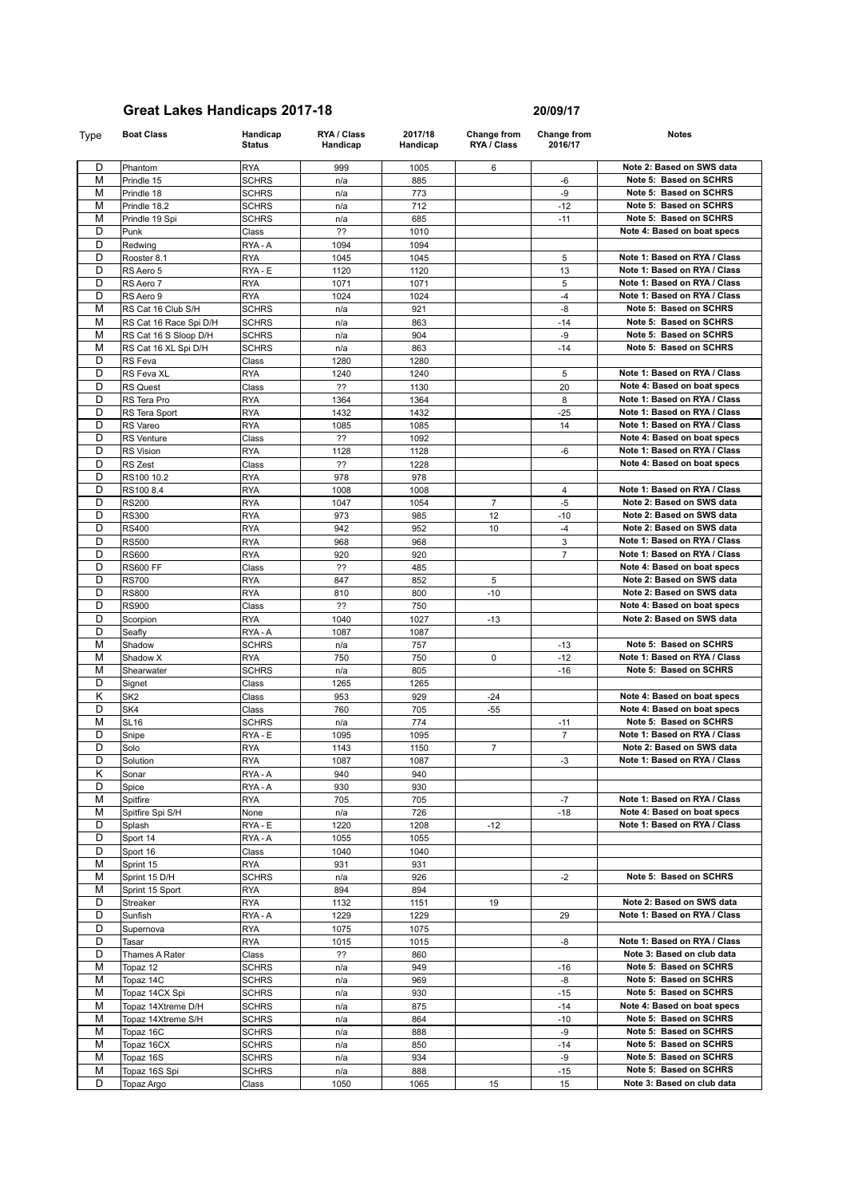## Great Lakes Handicaps 2017-18

**20/09/17**

| Type | Boat Class | Handicap Status | RYA / Class Handicap | 2017/18 Handicap | Change from RYA / Class | Change from 2016/17 | Notes |
|---|---|---|---|---|---|---|---|
| D | Phantom | RYA | 999 | 1005 | 6 | | Note 2: Based on SWS data |
| M | Prindle 15 | SCHRS | n/a | 885 | | -6 | Note 5: Based on SCHRS |
| M | Prindle 18 | SCHRS | n/a | 773 | | -9 | Note 5: Based on SCHRS |
| M | Prindle 18.2 | SCHRS | n/a | 712 | | -12 | Note 5: Based on SCHRS |
| M | Prindle 19 Spi | SCHRS | n/a | 685 | | -11 | Note 5: Based on SCHRS |
| D | Punk | Class | ?? | 1010 | | | Note 4: Based on boat specs |
| D | Redwing | RYA - A | 1094 | 1094 | | | |
| D | Rooster 8.1 | RYA | 1045 | 1045 | | 5 | Note 1: Based on RYA / Class |
| D | RS Aero 5 | RYA - E | 1120 | 1120 | | 13 | Note 1: Based on RYA / Class |
| D | RS Aero 7 | RYA | 1071 | 1071 | | 5 | Note 1: Based on RYA / Class |
| D | RS Aero 9 | RYA | 1024 | 1024 | | -4 | Note 1: Based on RYA / Class |
| M | RS Cat 16 Club S/H | SCHRS | n/a | 921 | | -8 | Note 5: Based on SCHRS |
| M | RS Cat 16 Race Spi D/H | SCHRS | n/a | 863 | | -14 | Note 5: Based on SCHRS |
| M | RS Cat 16 S Sloop D/H | SCHRS | n/a | 904 | | -9 | Note 5: Based on SCHRS |
| M | RS Cat 16 XL Spi D/H | SCHRS | n/a | 863 | | -14 | Note 5: Based on SCHRS |
| D | RS Feva | Class | 1280 | 1280 | | | |
| D | RS Feva XL | RYA | 1240 | 1240 | | 5 | Note 1: Based on RYA / Class |
| D | RS Quest | Class | ?? | 1130 | | 20 | Note 4: Based on boat specs |
| D | RS Tera Pro | RYA | 1364 | 1364 | | 8 | Note 1: Based on RYA / Class |
| D | RS Tera Sport | RYA | 1432 | 1432 | | -25 | Note 1: Based on RYA / Class |
| D | RS Vareo | RYA | 1085 | 1085 | | 14 | Note 1: Based on RYA / Class |
| D | RS Venture | Class | ?? | 1092 | | | Note 4: Based on boat specs |
| D | RS Vision | RYA | 1128 | 1128 | | -6 | Note 1: Based on RYA / Class |
| D | RS Zest | Class | ?? | 1228 | | | Note 4: Based on boat specs |
| D | RS100 10.2 | RYA | 978 | 978 | | | |
| D | RS100 8.4 | RYA | 1008 | 1008 | | 4 | Note 1: Based on RYA / Class |
| D | RS200 | RYA | 1047 | 1054 | 7 | -5 | Note 2: Based on SWS data |
| D | RS300 | RYA | 973 | 985 | 12 | -10 | Note 2: Based on SWS data |
| D | RS400 | RYA | 942 | 952 | 10 | -4 | Note 2: Based on SWS data |
| D | RS500 | RYA | 968 | 968 | | 3 | Note 1: Based on RYA / Class |
| D | RS600 | RYA | 920 | 920 | | 7 | Note 1: Based on RYA / Class |
| D | RS600 FF | Class | ?? | 485 | | | Note 4: Based on boat specs |
| D | RS700 | RYA | 847 | 852 | 5 | | Note 2: Based on SWS data |
| D | RS800 | RYA | 810 | 800 | -10 | | Note 2: Based on SWS data |
| D | RS900 | Class | ?? | 750 | | | Note 4: Based on boat specs |
| D | Scorpion | RYA | 1040 | 1027 | -13 | | Note 2: Based on SWS data |
| D | Seafly | RYA - A | 1087 | 1087 | | | |
| M | Shadow | SCHRS | n/a | 757 | | -13 | Note 5: Based on SCHRS |
| M | Shadow X | RYA | 750 | 750 | 0 | -12 | Note 1: Based on RYA / Class |
| M | Shearwater | SCHRS | n/a | 805 | | -16 | Note 5: Based on SCHRS |
| D | Signet | Class | 1265 | 1265 | | | |
| K | SK2 | Class | 953 | 929 | -24 | | Note 4: Based on boat specs |
| D | SK4 | Class | 760 | 705 | -55 | | Note 4: Based on boat specs |
| M | SL16 | SCHRS | n/a | 774 | | -11 | Note 5: Based on SCHRS |
| D | Snipe | RYA - E | 1095 | 1095 | | 7 | Note 1: Based on RYA / Class |
| D | Solo | RYA | 1143 | 1150 | 7 | | Note 2: Based on SWS data |
| D | Solution | RYA | 1087 | 1087 | | -3 | Note 1: Based on RYA / Class |
| K | Sonar | RYA - A | 940 | 940 | | | |
| D | Spice | RYA - A | 930 | 930 | | | |
| M | Spitfire | RYA | 705 | 705 | | -7 | Note 1: Based on RYA / Class |
| M | Spitfire Spi S/H | None | n/a | 726 | | -18 | Note 4: Based on boat specs |
| D | Splash | RYA - E | 1220 | 1208 | -12 | | Note 1: Based on RYA / Class |
| D | Sport 14 | RYA - A | 1055 | 1055 | | | |
| D | Sport 16 | Class | 1040 | 1040 | | | |
| M | Sprint 15 | RYA | 931 | 931 | | | |
| M | Sprint 15 D/H | SCHRS | n/a | 926 | | -2 | Note 5: Based on SCHRS |
| M | Sprint 15 Sport | RYA | 894 | 894 | | | |
| D | Streaker | RYA | 1132 | 1151 | 19 | | Note 2: Based on SWS data |
| D | Sunfish | RYA - A | 1229 | 1229 | | 29 | Note 1: Based on RYA / Class |
| D | Supernova | RYA | 1075 | 1075 | | | |
| D | Tasar | RYA | 1015 | 1015 | | -8 | Note 1: Based on RYA / Class |
| D | Thames A Rater | Class | ?? | 860 | | | Note 3: Based on club data |
| M | Topaz 12 | SCHRS | n/a | 949 | | -16 | Note 5: Based on SCHRS |
| M | Topaz 14C | SCHRS | n/a | 969 | | -8 | Note 5: Based on SCHRS |
| M | Topaz 14CX Spi | SCHRS | n/a | 930 | | -15 | Note 5: Based on SCHRS |
| M | Topaz 14Xtreme D/H | SCHRS | n/a | 875 | | -14 | Note 4: Based on boat specs |
| M | Topaz 14Xtreme S/H | SCHRS | n/a | 864 | | -10 | Note 5: Based on SCHRS |
| M | Topaz 16C | SCHRS | n/a | 888 | | -9 | Note 5: Based on SCHRS |
| M | Topaz 16CX | SCHRS | n/a | 850 | | -14 | Note 5: Based on SCHRS |
| M | Topaz 16S | SCHRS | n/a | 934 | | -9 | Note 5: Based on SCHRS |
| M | Topaz 16S Spi | SCHRS | n/a | 888 | | -15 | Note 5: Based on SCHRS |
| D | Topaz Argo | Class | 1050 | 1065 | 15 | 15 | Note 3: Based on club data |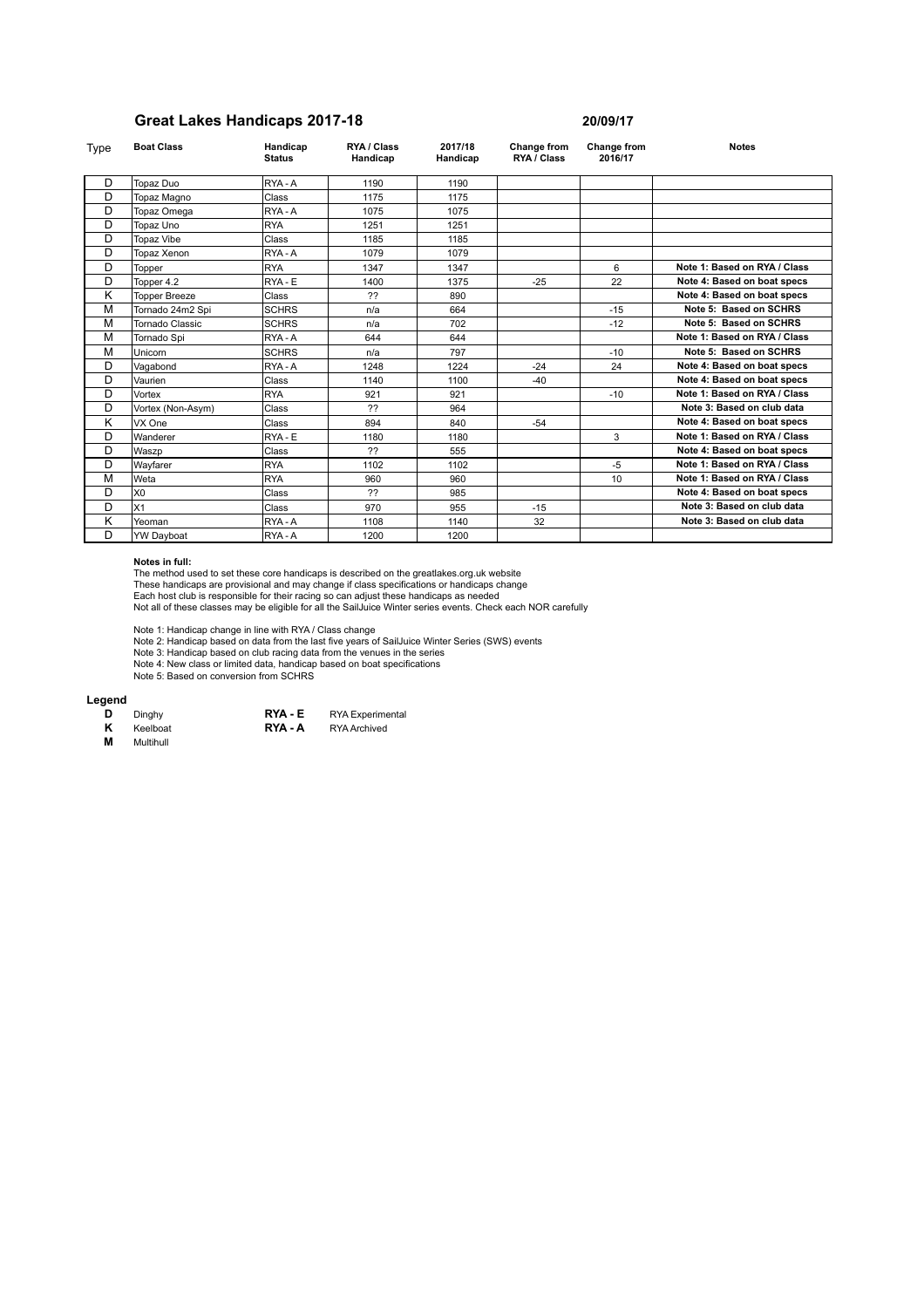## Great Lakes Handicaps 2017-18

20/09/17

| Type | Boat Class | Handicap Status | RYA / Class Handicap | 2017/18 Handicap | Change from RYA / Class | Change from 2016/17 | Notes |
|---|---|---|---|---|---|---|---|
| D | Topaz Duo | RYA - A | 1190 | 1190 | | | |
| D | Topaz Magno | Class | 1175 | 1175 | | | |
| D | Topaz Omega | RYA - A | 1075 | 1075 | | | |
| D | Topaz Uno | RYA | 1251 | 1251 | | | |
| D | Topaz Vibe | Class | 1185 | 1185 | | | |
| D | Topaz Xenon | RYA - A | 1079 | 1079 | | | |
| D | Topper | RYA | 1347 | 1347 | | 6 | Note 1: Based on RYA / Class |
| D | Topper 4.2 | RYA - E | 1400 | 1375 | -25 | 22 | Note 4: Based on boat specs |
| K | Topper Breeze | Class | ?? | 890 | | | Note 4: Based on boat specs |
| M | Tornado 24m2 Spi | SCHRS | n/a | 664 | | -15 | Note 5: Based on SCHRS |
| M | Tornado Classic | SCHRS | n/a | 702 | | -12 | Note 5: Based on SCHRS |
| M | Tornado Spi | RYA - A | 644 | 644 | | | Note 1: Based on RYA / Class |
| M | Unicorn | SCHRS | n/a | 797 | | -10 | Note 5: Based on SCHRS |
| D | Vagabond | RYA - A | 1248 | 1224 | -24 | 24 | Note 4: Based on boat specs |
| D | Vaurien | Class | 1140 | 1100 | -40 | | Note 4: Based on boat specs |
| D | Vortex | RYA | 921 | 921 | | -10 | Note 1: Based on RYA / Class |
| D | Vortex (Non-Asym) | Class | ?? | 964 | | | Note 3: Based on club data |
| K | VX One | Class | 894 | 840 | -54 | | Note 4: Based on boat specs |
| D | Wanderer | RYA - E | 1180 | 1180 | | 3 | Note 1: Based on RYA / Class |
| D | Waszp | Class | ?? | 555 | | | Note 4: Based on boat specs |
| D | Wayfarer | RYA | 1102 | 1102 | | -5 | Note 1: Based on RYA / Class |
| M | Weta | RYA | 960 | 960 | | 10 | Note 1: Based on RYA / Class |
| D | X0 | Class | ?? | 985 | | | Note 4: Based on boat specs |
| D | X1 | Class | 970 | 955 | -15 | | Note 3: Based on club data |
| K | Yeoman | RYA - A | 1108 | 1140 | 32 | | Note 3: Based on club data |
| D | YW Dayboat | RYA - A | 1200 | 1200 | | | |

**Notes in full:**

The method used to set these core handicaps is described on the greatlakes.org.uk website
These handicaps are provisional and may change if class specifications or handicaps change
Each host club is responsible for their racing so can adjust these handicaps as needed
Not all of these classes may be eligible for all the SailJuice Winter series events. Check each NOR carefully

Note 1: Handicap change in line with RYA / Class change
Note 2: Handicap based on data from the last five years of SailJuice Winter Series (SWS) events
Note 3: Handicap based on club racing data from the venues in the series
Note 4: New class or limited data, handicap based on boat specifications
Note 5: Based on conversion from SCHRS

**Legend**

**D** Dinghy
**K** Keelboat
**M** Multihull

**RYA - E** RYA Experimental
**RYA - A** RYA Archived